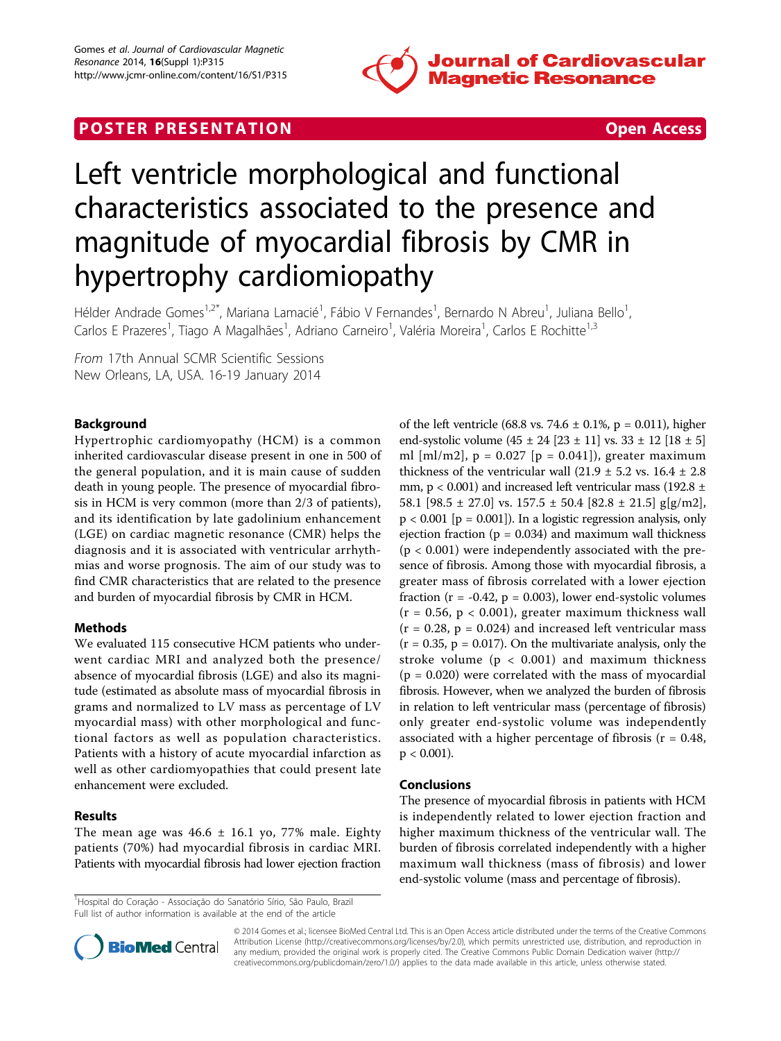POSTER PRESENTATION Open Access

# Left ventricle morphological and functional characteristics associated to the presence and magnitude of myocardial fibrosis by CMR in hypertrophy cardiomiopathy

Hélder Andrade Gomes[1,2*], Mariana Lamacié[1], Fábio V Fernandes[1], Bernardo N Abreu[1], Juliana Bello[1], Carlos E Prazeres[1], Tiago A Magalhães[1], Adriano Carneiro[1], Valéria Moreira[1], Carlos E Rochitte[1,3]

*From* 17th Annual SCMR Scientific Sessions
New Orleans, LA, USA. 16-19 January 2014

## Background

Hypertrophic cardiomyopathy (HCM) is a common inherited cardiovascular disease present in one in 500 of the general population, and it is main cause of sudden death in young people. The presence of myocardial fibrosis in HCM is very common (more than 2/3 of patients), and its identification by late gadolinium enhancement (LGE) on cardiac magnetic resonance (CMR) helps the diagnosis and it is associated with ventricular arrhythmias and worse prognosis. The aim of our study was to find CMR characteristics that are related to the presence and burden of myocardial fibrosis by CMR in HCM.

## Methods

We evaluated 115 consecutive HCM patients who underwent cardiac MRI and analyzed both the presence/absence of myocardial fibrosis (LGE) and also its magnitude (estimated as absolute mass of myocardial fibrosis in grams and normalized to LV mass as percentage of LV myocardial mass) with other morphological and functional factors as well as population characteristics. Patients with a history of acute myocardial infarction as well as other cardiomyopathies that could present late enhancement were excluded.

## Results

The mean age was 46.6 ± 16.1 yo, 77% male. Eighty patients (70%) had myocardial fibrosis in cardiac MRI. Patients with myocardial fibrosis had lower ejection fraction of the left ventricle (68.8 vs. 74.6 ± 0.1%, $p = 0.011$), higher end-systolic volume (45 ± 24 [23 ± 11] vs. 33 ± 12 [18 ± 5] ml [ml/m2], $p = 0.027$ [$p = 0.041$]), greater maximum thickness of the ventricular wall (21.9 ± 5.2 vs. 16.4 ± 2.8 mm, $p < 0.001$) and increased left ventricular mass (192.8 ± 58.1 [98.5 ± 27.0] vs. 157.5 ± 50.4 [82.8 ± 21.5] g[g/m2], $p < 0.001$ [$p = 0.001$]). In a logistic regression analysis, only ejection fraction ($p = 0.034$) and maximum wall thickness ($p < 0.001$) were independently associated with the presence of fibrosis. Among those with myocardial fibrosis, a greater mass of fibrosis correlated with a lower ejection fraction ($r = -0.42$, $p = 0.003$), lower end-systolic volumes ($r = 0.56$, $p < 0.001$), greater maximum thickness wall ($r = 0.28$, $p = 0.024$) and increased left ventricular mass ($r = 0.35$, $p = 0.017$). On the multivariate analysis, only the stroke volume ($p < 0.001$) and maximum thickness ($p = 0.020$) were correlated with the mass of myocardial fibrosis. However, when we analyzed the burden of fibrosis in relation to left ventricular mass (percentage of fibrosis) only greater end-systolic volume was independently associated with a higher percentage of fibrosis ($r = 0.48$, $p < 0.001$).

## Conclusions

The presence of myocardial fibrosis in patients with HCM is independently related to lower ejection fraction and higher maximum thickness of the ventricular wall. The burden of fibrosis correlated independently with a higher maximum wall thickness (mass of fibrosis) and lower end-systolic volume (mass and percentage of fibrosis).

[1]Hospital do Coração - Associação do Sanatório Sírio, São Paulo, Brazil
Full list of author information is available at the end of the article

© 2014 Gomes et al.; licensee BioMed Central Ltd. This is an Open Access article distributed under the terms of the Creative Commons Attribution License (http://creativecommons.org/licenses/by/2.0), which permits unrestricted use, distribution, and reproduction in any medium, provided the original work is properly cited. The Creative Commons Public Domain Dedication waiver (http://creativecommons.org/publicdomain/zero/1.0/) applies to the data made available in this article, unless otherwise stated.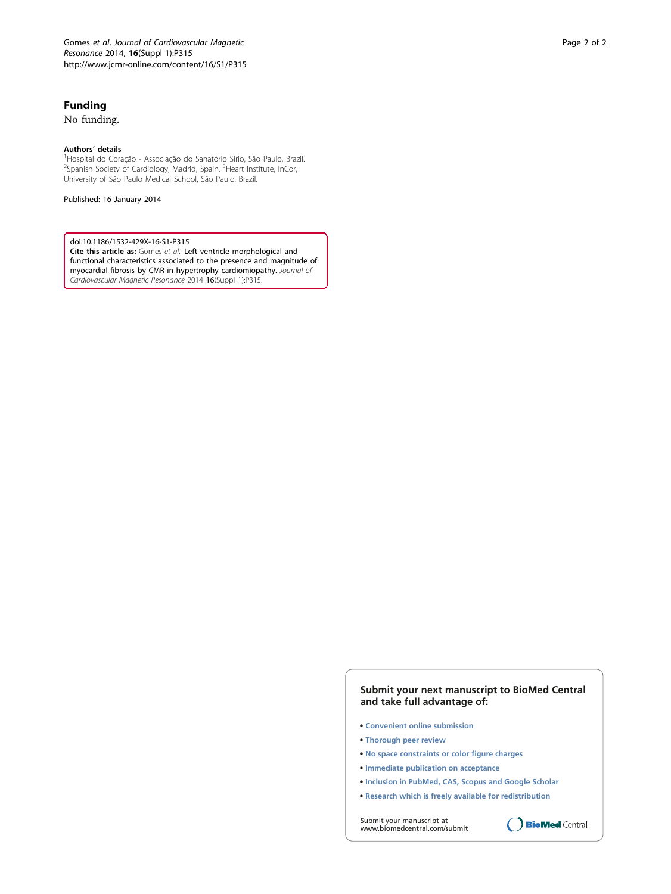## Funding

No funding.

#### Authors' details

[1]Hospital do Coração - Associação do Sanatório Sírio, São Paulo, Brazil. [2]Spanish Society of Cardiology, Madrid, Spain. [3]Heart Institute, InCor, University of São Paulo Medical School, São Paulo, Brazil.

Published: 16 January 2014

doi:10.1186/1532-429X-16-S1-P315

**Cite this article as:** Gomes *et al.*: Left ventricle morphological and functional characteristics associated to the presence and magnitude of myocardial fibrosis by CMR in hypertrophy cardiomiopathy. *Journal of Cardiovascular Magnetic Resonance* 2014 **16**(Suppl 1):P315.

**Submit your next manuscript to BioMed Central and take full advantage of:**

- **Convenient online submission**
- **Thorough peer review**
- **No space constraints or color figure charges**
- **Immediate publication on acceptance**
- **Inclusion in PubMed, CAS, Scopus and Google Scholar**
- **Research which is freely available for redistribution**

Submit your manuscript at
www.biomedcentral.com/submit

BioMed Central